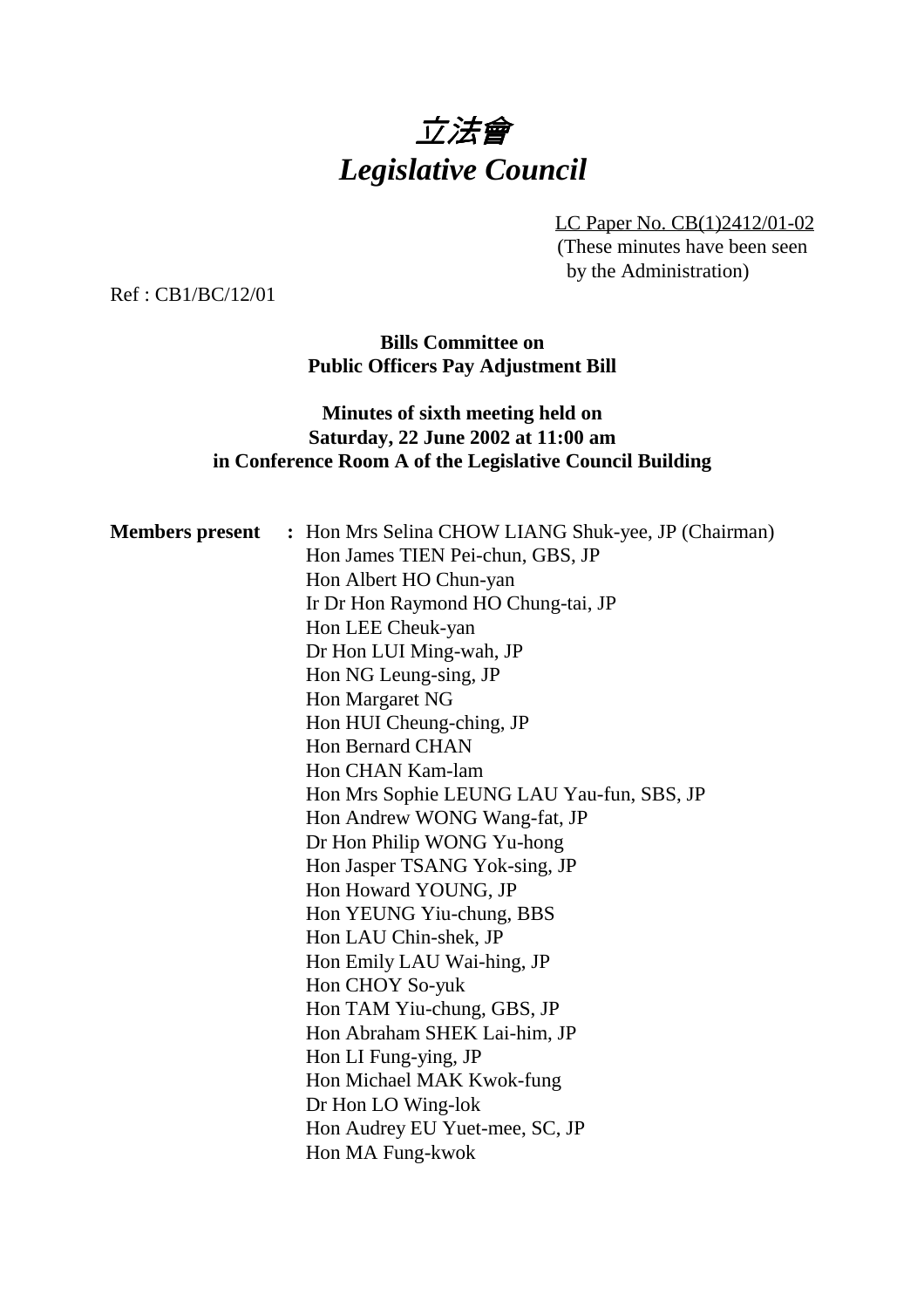# 立法會
# *Legislative Council*

LC Paper No. CB(1)2412/01-02
(These minutes have been seen by the Administration)

Ref : CB1/BC/12/01

**Bills Committee on**
**Public Officers Pay Adjustment Bill**

**Minutes of sixth meeting held on**
**Saturday, 22 June 2002 at 11:00 am**
**in Conference Room A of the Legislative Council Building**

**Members present :**

Hon Mrs Selina CHOW LIANG Shuk-yee, JP (Chairman)
Hon James TIEN Pei-chun, GBS, JP
Hon Albert HO Chun-yan
Ir Dr Hon Raymond HO Chung-tai, JP
Hon LEE Cheuk-yan
Dr Hon LUI Ming-wah, JP
Hon NG Leung-sing, JP
Hon Margaret NG
Hon HUI Cheung-ching, JP
Hon Bernard CHAN
Hon CHAN Kam-lam
Hon Mrs Sophie LEUNG LAU Yau-fun, SBS, JP
Hon Andrew WONG Wang-fat, JP
Dr Hon Philip WONG Yu-hong
Hon Jasper TSANG Yok-sing, JP
Hon Howard YOUNG, JP
Hon YEUNG Yiu-chung, BBS
Hon LAU Chin-shek, JP
Hon Emily LAU Wai-hing, JP
Hon CHOY So-yuk
Hon TAM Yiu-chung, GBS, JP
Hon Abraham SHEK Lai-him, JP
Hon LI Fung-ying, JP
Hon Michael MAK Kwok-fung
Dr Hon LO Wing-lok
Hon Audrey EU Yuet-mee, SC, JP
Hon MA Fung-kwok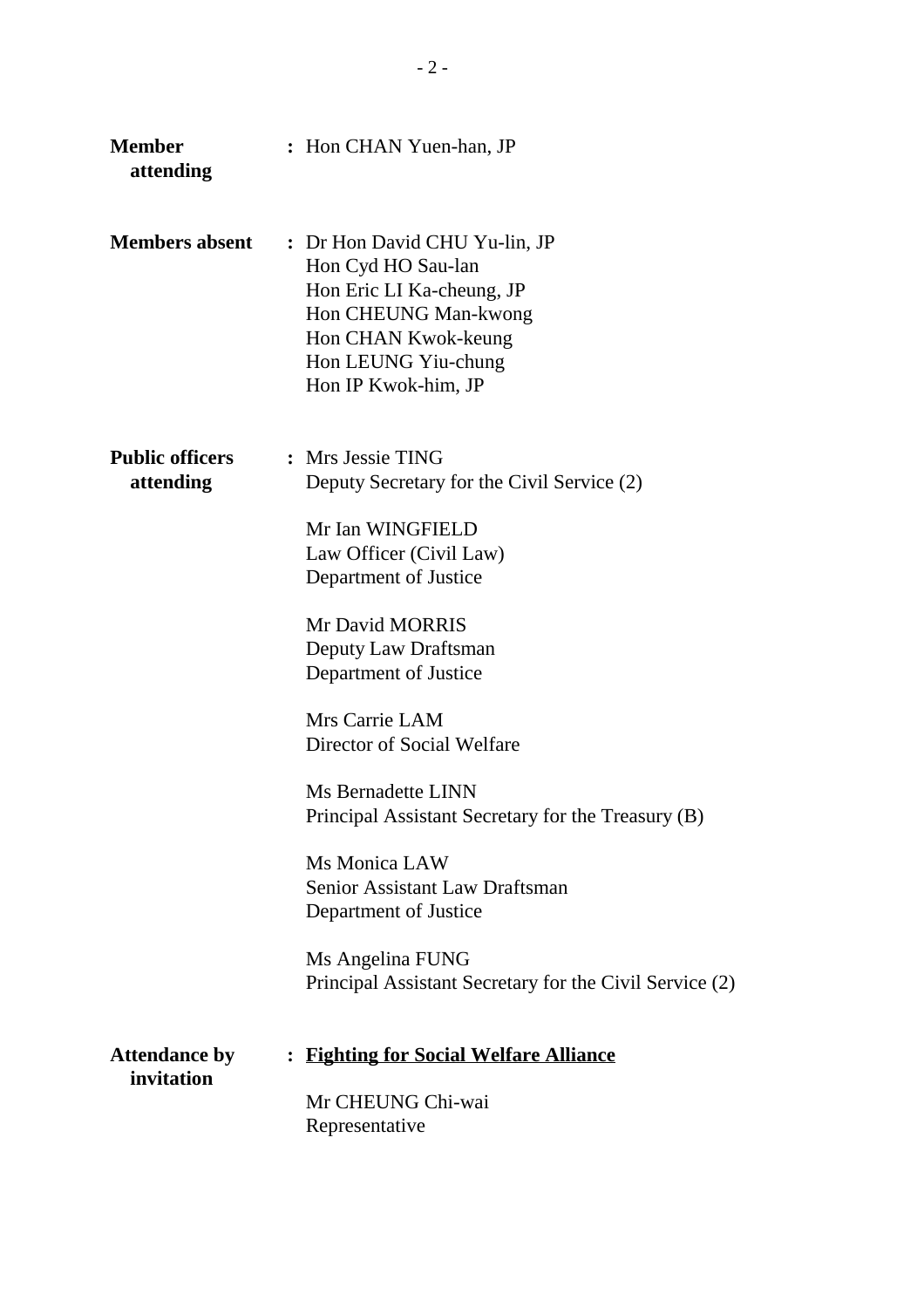**Member attending** : Hon CHAN Yuen-han, JP

**Members absent** : Dr Hon David CHU Yu-lin, JP
Hon Cyd HO Sau-lan
Hon Eric LI Ka-cheung, JP
Hon CHEUNG Man-kwong
Hon CHAN Kwok-keung
Hon LEUNG Yiu-chung
Hon IP Kwok-him, JP

**Public officers attending** : Mrs Jessie TING
Deputy Secretary for the Civil Service (2)

Mr Ian WINGFIELD
Law Officer (Civil Law)
Department of Justice

Mr David MORRIS
Deputy Law Draftsman
Department of Justice

Mrs Carrie LAM
Director of Social Welfare

Ms Bernadette LINN
Principal Assistant Secretary for the Treasury (B)

Ms Monica LAW
Senior Assistant Law Draftsman
Department of Justice

Ms Angelina FUNG
Principal Assistant Secretary for the Civil Service (2)

**Attendance by invitation** : **Fighting for Social Welfare Alliance**

Mr CHEUNG Chi-wai
Representative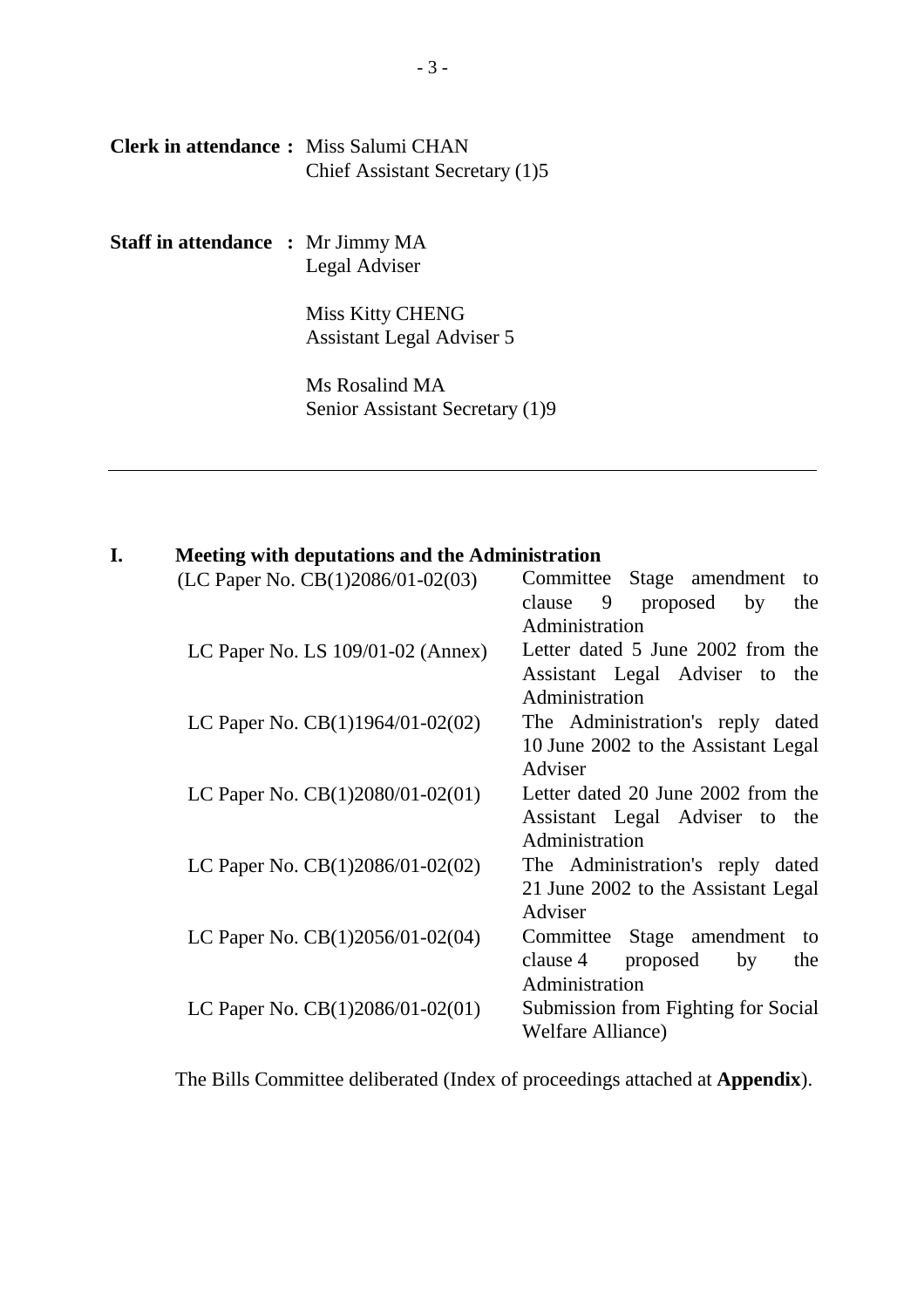**Clerk in attendance :** Miss Salumi CHAN
Chief Assistant Secretary (1)5

**Staff in attendance :** Mr Jimmy MA
Legal Adviser

Miss Kitty CHENG
Assistant Legal Adviser 5

Ms Rosalind MA
Senior Assistant Secretary (1)9

---

## I. Meeting with deputations and the Administration

| | |
|---|---|
| (LC Paper No. CB(1)2086/01-02(03) | Committee Stage amendment to clause 9 proposed by the Administration |
| LC Paper No. LS 109/01-02 (Annex) | Letter dated 5 June 2002 from the Assistant Legal Adviser to the Administration |
| LC Paper No. CB(1)1964/01-02(02) | The Administration's reply dated 10 June 2002 to the Assistant Legal Adviser |
| LC Paper No. CB(1)2080/01-02(01) | Letter dated 20 June 2002 from the Assistant Legal Adviser to the Administration |
| LC Paper No. CB(1)2086/01-02(02) | The Administration's reply dated 21 June 2002 to the Assistant Legal Adviser |
| LC Paper No. CB(1)2056/01-02(04) | Committee Stage amendment to clause 4 proposed by the Administration |
| LC Paper No. CB(1)2086/01-02(01) | Submission from Fighting for Social Welfare Alliance) |

The Bills Committee deliberated (Index of proceedings attached at **Appendix**).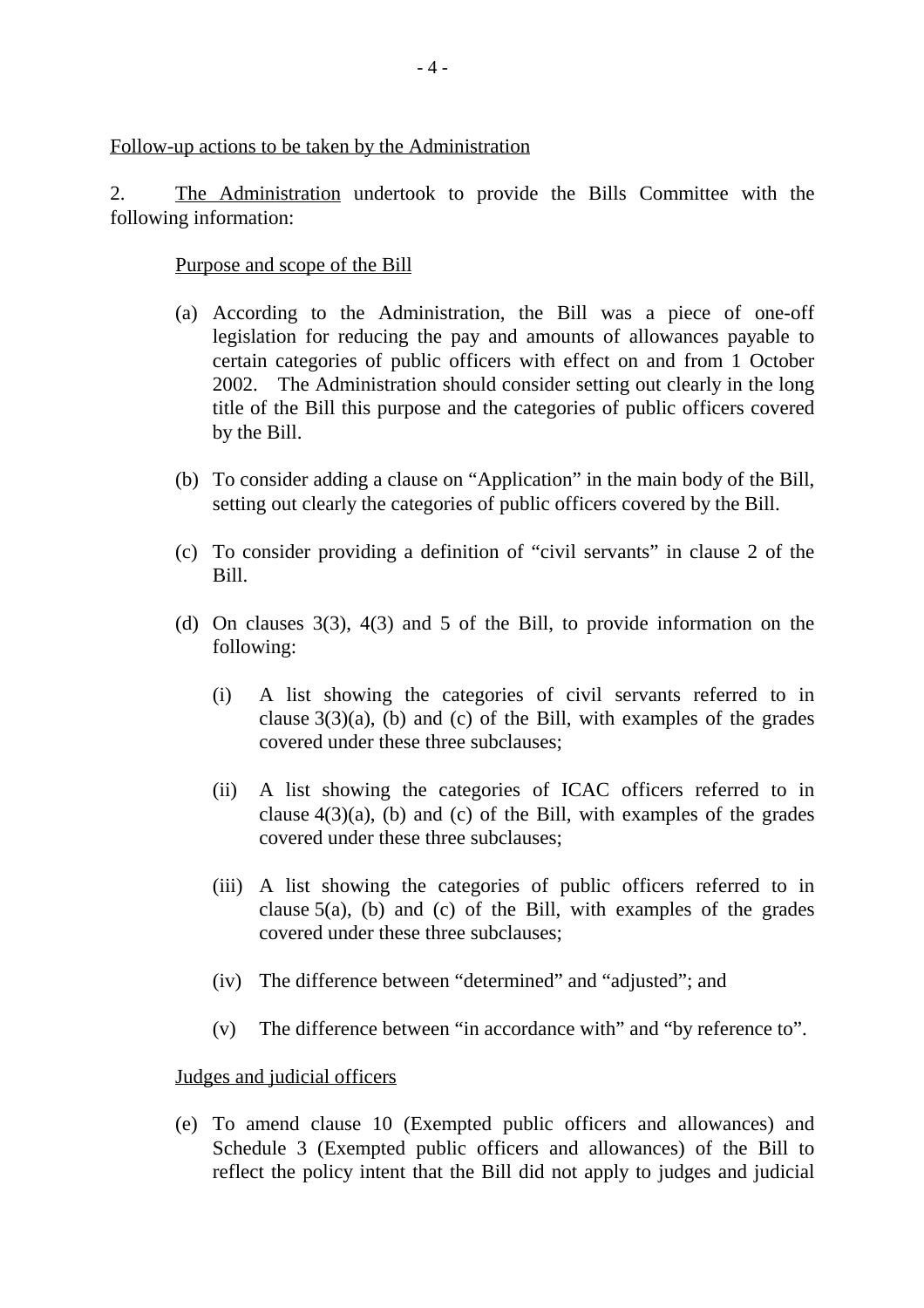<u>Follow-up actions to be taken by the Administration</u>

2. <u>The Administration</u> undertook to provide the Bills Committee with the following information:

<u>Purpose and scope of the Bill</u>

(a) According to the Administration, the Bill was a piece of one-off legislation for reducing the pay and amounts of allowances payable to certain categories of public officers with effect on and from 1 October 2002. The Administration should consider setting out clearly in the long title of the Bill this purpose and the categories of public officers covered by the Bill.

(b) To consider adding a clause on "Application" in the main body of the Bill, setting out clearly the categories of public officers covered by the Bill.

(c) To consider providing a definition of "civil servants" in clause 2 of the Bill.

(d) On clauses 3(3), 4(3) and 5 of the Bill, to provide information on the following:

  (i) A list showing the categories of civil servants referred to in clause 3(3)(a), (b) and (c) of the Bill, with examples of the grades covered under these three subclauses;

  (ii) A list showing the categories of ICAC officers referred to in clause 4(3)(a), (b) and (c) of the Bill, with examples of the grades covered under these three subclauses;

  (iii) A list showing the categories of public officers referred to in clause 5(a), (b) and (c) of the Bill, with examples of the grades covered under these three subclauses;

  (iv) The difference between "determined" and "adjusted"; and

  (v) The difference between "in accordance with" and "by reference to".

<u>Judges and judicial officers</u>

(e) To amend clause 10 (Exempted public officers and allowances) and Schedule 3 (Exempted public officers and allowances) of the Bill to reflect the policy intent that the Bill did not apply to judges and judicial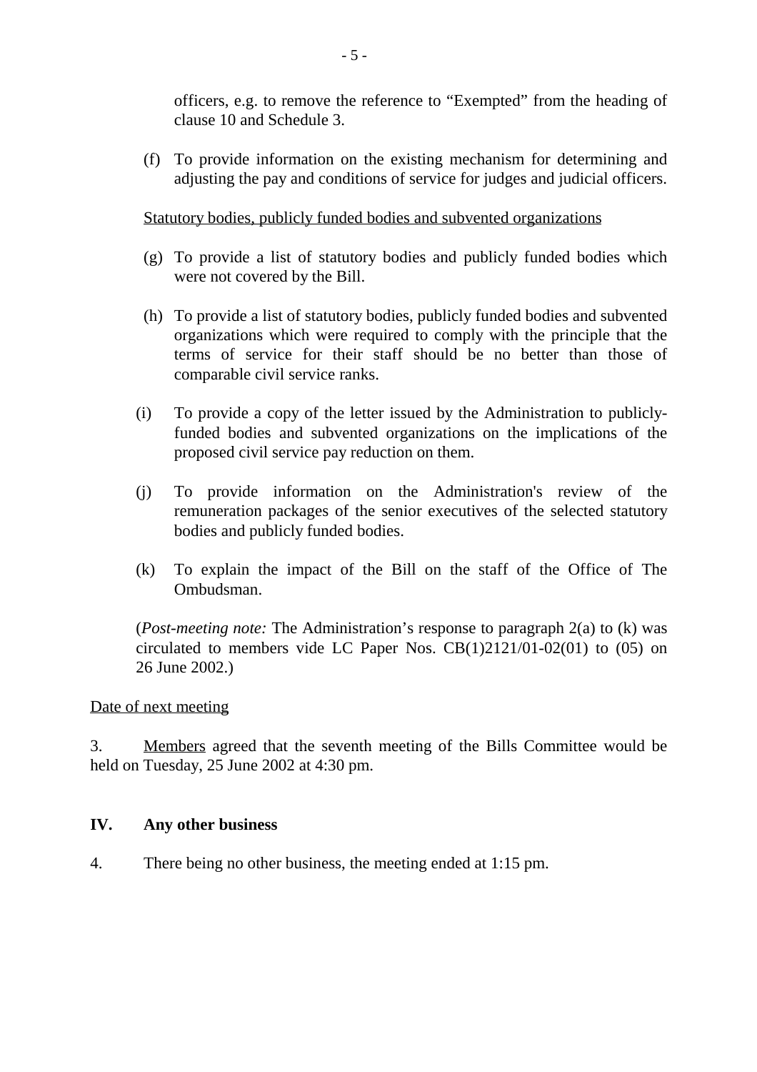officers, e.g. to remove the reference to "Exempted" from the heading of clause 10 and Schedule 3.

(f) To provide information on the existing mechanism for determining and adjusting the pay and conditions of service for judges and judicial officers.

Statutory bodies, publicly funded bodies and subvented organizations

(g) To provide a list of statutory bodies and publicly funded bodies which were not covered by the Bill.

(h) To provide a list of statutory bodies, publicly funded bodies and subvented organizations which were required to comply with the principle that the terms of service for their staff should be no better than those of comparable civil service ranks.

(i) To provide a copy of the letter issued by the Administration to publicly-funded bodies and subvented organizations on the implications of the proposed civil service pay reduction on them.

(j) To provide information on the Administration's review of the remuneration packages of the senior executives of the selected statutory bodies and publicly funded bodies.

(k) To explain the impact of the Bill on the staff of the Office of The Ombudsman.

(*Post-meeting note:* The Administration's response to paragraph 2(a) to (k) was circulated to members vide LC Paper Nos. CB(1)2121/01-02(01) to (05) on 26 June 2002.)

Date of next meeting

3. Members agreed that the seventh meeting of the Bills Committee would be held on Tuesday, 25 June 2002 at 4:30 pm.

**IV. Any other business**

4. There being no other business, the meeting ended at 1:15 pm.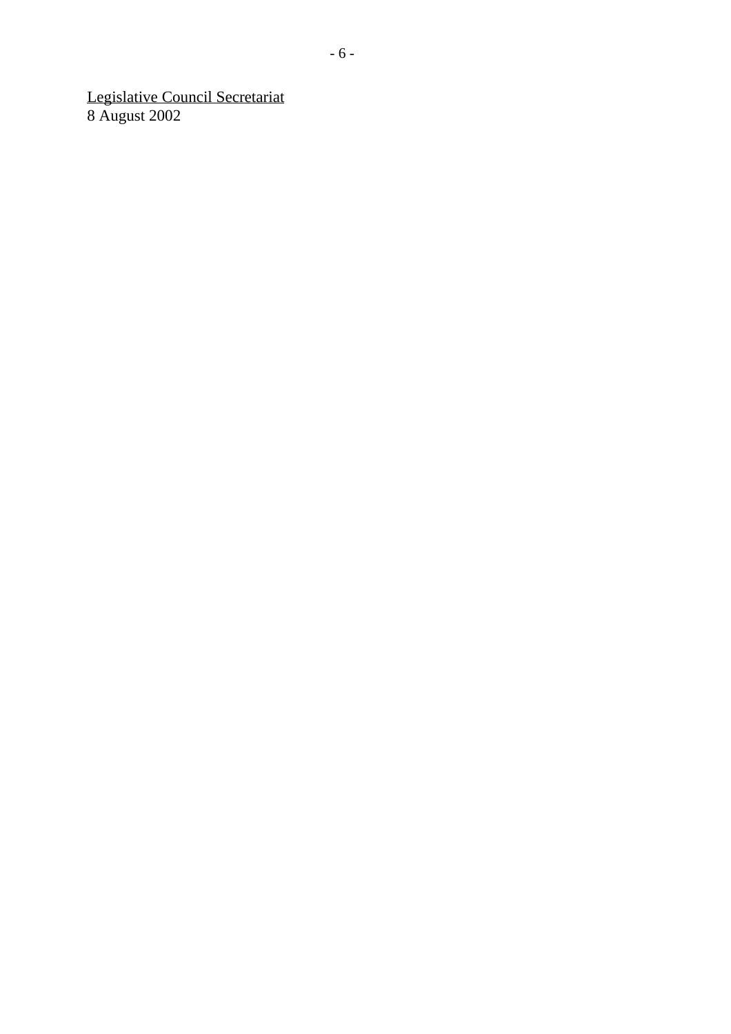<u>Legislative Council Secretariat</u>
8 August 2002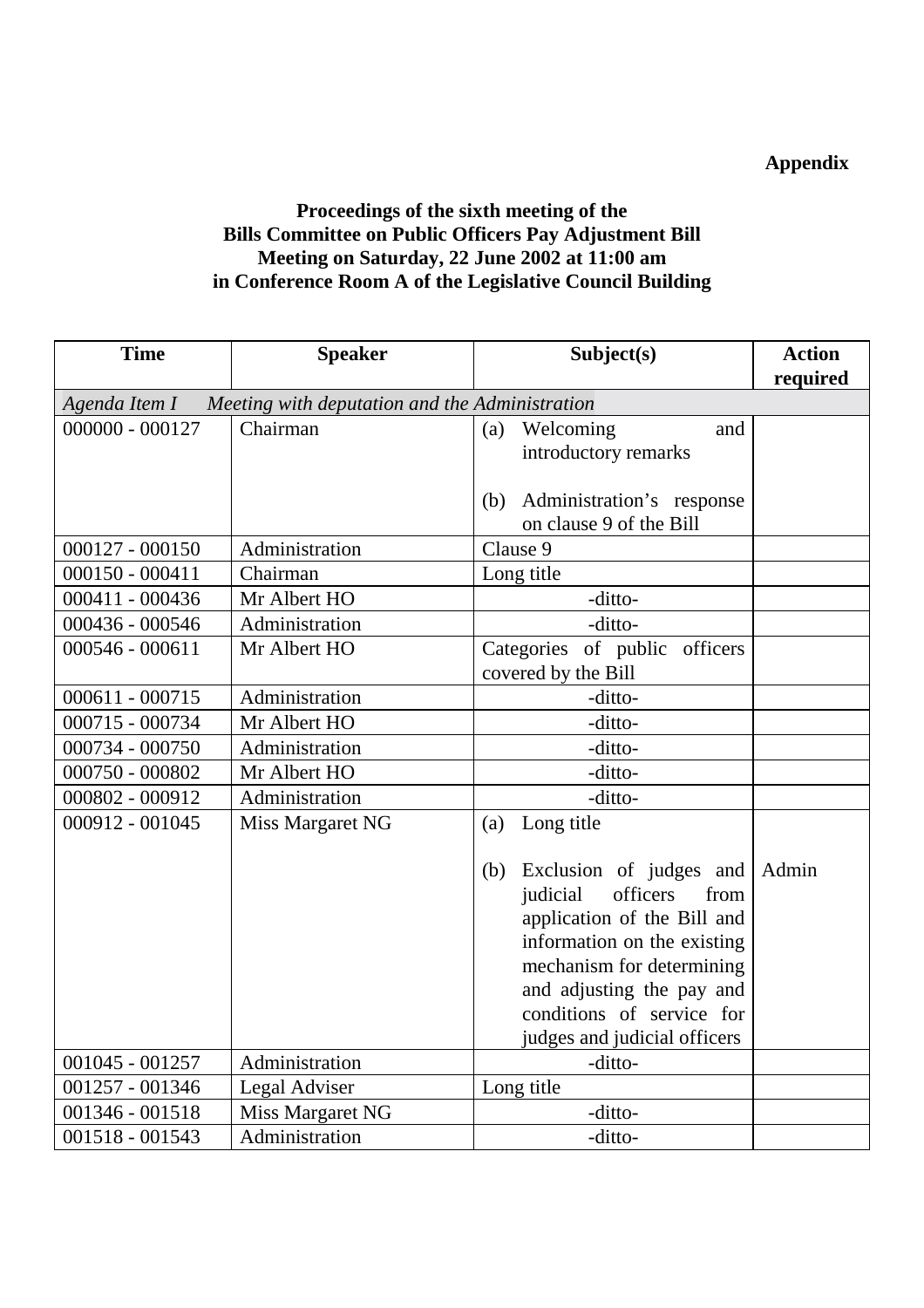**Appendix**

**Proceedings of the sixth meeting of the**
**Bills Committee on Public Officers Pay Adjustment Bill**
**Meeting on Saturday, 22 June 2002 at 11:00 am**
**in Conference Room A of the Legislative Council Building**

| Time | Speaker | Subject(s) | Action required |
|---|---|---|---|
| *Agenda Item I Meeting with deputation and the Administration* | | | |
| 000000 - 000127 | Chairman | (a) Welcoming and introductory remarks<br><br>(b) Administration's response on clause 9 of the Bill | |
| 000127 - 000150 | Administration | Clause 9 | |
| 000150 - 000411 | Chairman | Long title | |
| 000411 - 000436 | Mr Albert HO | -ditto- | |
| 000436 - 000546 | Administration | -ditto- | |
| 000546 - 000611 | Mr Albert HO | Categories of public officers covered by the Bill | |
| 000611 - 000715 | Administration | -ditto- | |
| 000715 - 000734 | Mr Albert HO | -ditto- | |
| 000734 - 000750 | Administration | -ditto- | |
| 000750 - 000802 | Mr Albert HO | -ditto- | |
| 000802 - 000912 | Administration | -ditto- | |
| 000912 - 001045 | Miss Margaret NG | (a) Long title<br><br>(b) Exclusion of judges and judicial officers from application of the Bill and information on the existing mechanism for determining and adjusting the pay and conditions of service for judges and judicial officers | Admin |
| 001045 - 001257 | Administration | -ditto- | |
| 001257 - 001346 | Legal Adviser | Long title | |
| 001346 - 001518 | Miss Margaret NG | -ditto- | |
| 001518 - 001543 | Administration | -ditto- | |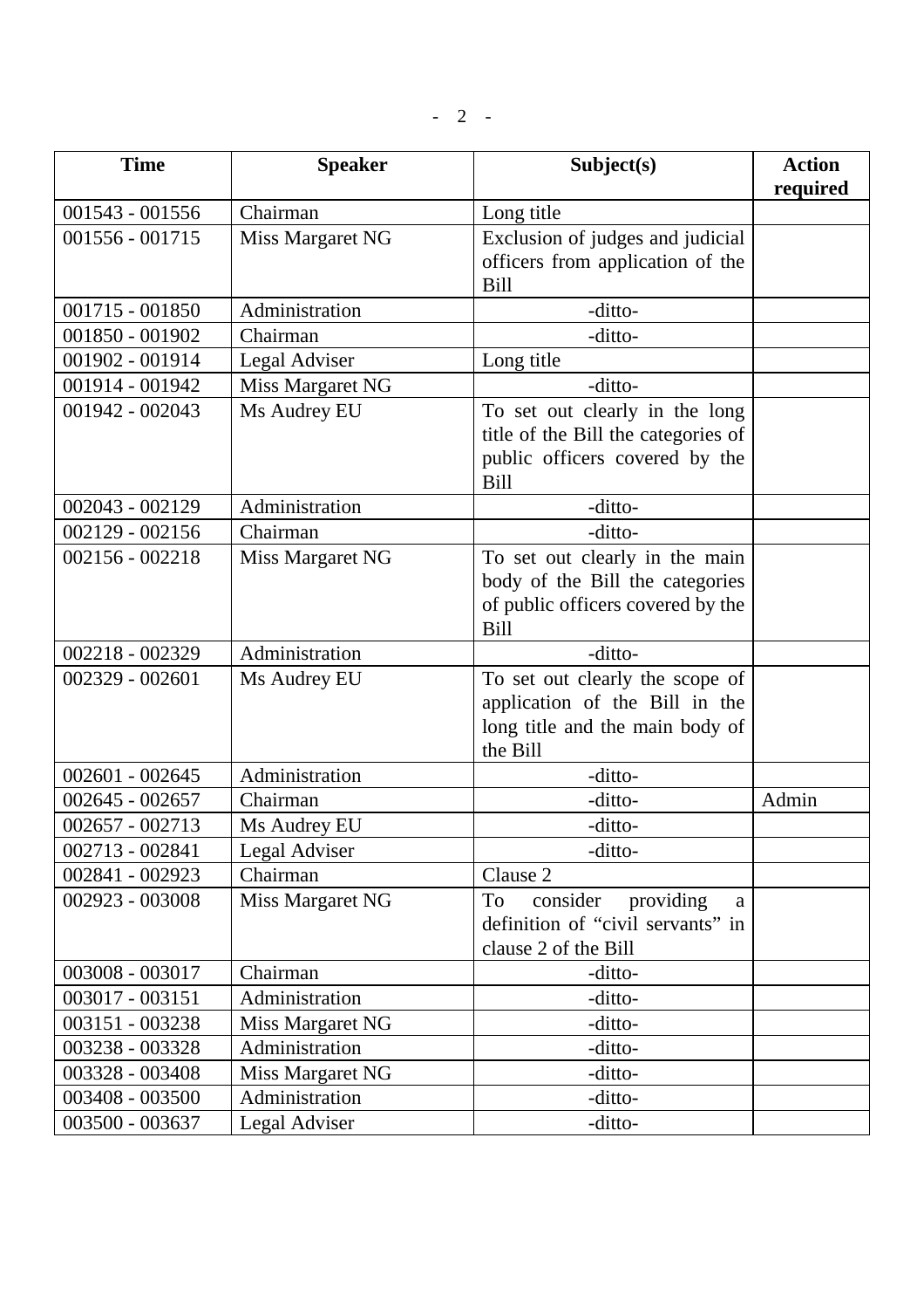| Time | Speaker | Subject(s) | Action required |
|---|---|---|---|
| 001543 - 001556 | Chairman | Long title | |
| 001556 - 001715 | Miss Margaret NG | Exclusion of judges and judicial officers from application of the Bill | |
| 001715 - 001850 | Administration | -ditto- | |
| 001850 - 001902 | Chairman | -ditto- | |
| 001902 - 001914 | Legal Adviser | Long title | |
| 001914 - 001942 | Miss Margaret NG | -ditto- | |
| 001942 - 002043 | Ms Audrey EU | To set out clearly in the long title of the Bill the categories of public officers covered by the Bill | |
| 002043 - 002129 | Administration | -ditto- | |
| 002129 - 002156 | Chairman | -ditto- | |
| 002156 - 002218 | Miss Margaret NG | To set out clearly in the main body of the Bill the categories of public officers covered by the Bill | |
| 002218 - 002329 | Administration | -ditto- | |
| 002329 - 002601 | Ms Audrey EU | To set out clearly the scope of application of the Bill in the long title and the main body of the Bill | |
| 002601 - 002645 | Administration | -ditto- | |
| 002645 - 002657 | Chairman | -ditto- | Admin |
| 002657 - 002713 | Ms Audrey EU | -ditto- | |
| 002713 - 002841 | Legal Adviser | -ditto- | |
| 002841 - 002923 | Chairman | Clause 2 | |
| 002923 - 003008 | Miss Margaret NG | To consider providing a definition of "civil servants" in clause 2 of the Bill | |
| 003008 - 003017 | Chairman | -ditto- | |
| 003017 - 003151 | Administration | -ditto- | |
| 003151 - 003238 | Miss Margaret NG | -ditto- | |
| 003238 - 003328 | Administration | -ditto- | |
| 003328 - 003408 | Miss Margaret NG | -ditto- | |
| 003408 - 003500 | Administration | -ditto- | |
| 003500 - 003637 | Legal Adviser | -ditto- | |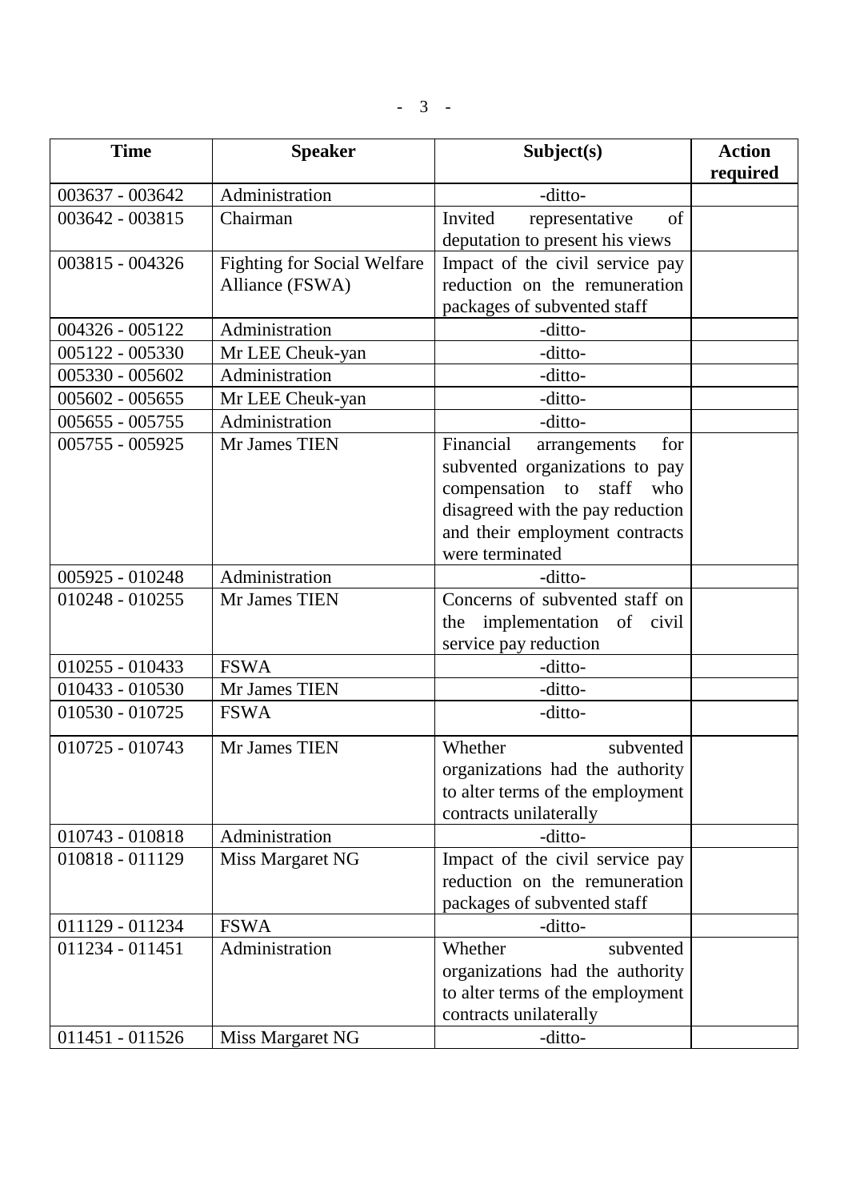| Time | Speaker | Subject(s) | Action required |
|---|---|---|---|
| 003637 - 003642 | Administration | -ditto- | |
| 003642 - 003815 | Chairman | Invited representative of deputation to present his views | |
| 003815 - 004326 | Fighting for Social Welfare Alliance (FSWA) | Impact of the civil service pay reduction on the remuneration packages of subvented staff | |
| 004326 - 005122 | Administration | -ditto- | |
| 005122 - 005330 | Mr LEE Cheuk-yan | -ditto- | |
| 005330 - 005602 | Administration | -ditto- | |
| 005602 - 005655 | Mr LEE Cheuk-yan | -ditto- | |
| 005655 - 005755 | Administration | -ditto- | |
| 005755 - 005925 | Mr James TIEN | Financial arrangements for subvented organizations to pay compensation to staff who disagreed with the pay reduction and their employment contracts were terminated | |
| 005925 - 010248 | Administration | -ditto- | |
| 010248 - 010255 | Mr James TIEN | Concerns of subvented staff on the implementation of civil service pay reduction | |
| 010255 - 010433 | FSWA | -ditto- | |
| 010433 - 010530 | Mr James TIEN | -ditto- | |
| 010530 - 010725 | FSWA | -ditto- | |
| 010725 - 010743 | Mr James TIEN | Whether subvented organizations had the authority to alter terms of the employment contracts unilaterally | |
| 010743 - 010818 | Administration | -ditto- | |
| 010818 - 011129 | Miss Margaret NG | Impact of the civil service pay reduction on the remuneration packages of subvented staff | |
| 011129 - 011234 | FSWA | -ditto- | |
| 011234 - 011451 | Administration | Whether subvented organizations had the authority to alter terms of the employment contracts unilaterally | |
| 011451 - 011526 | Miss Margaret NG | -ditto- | |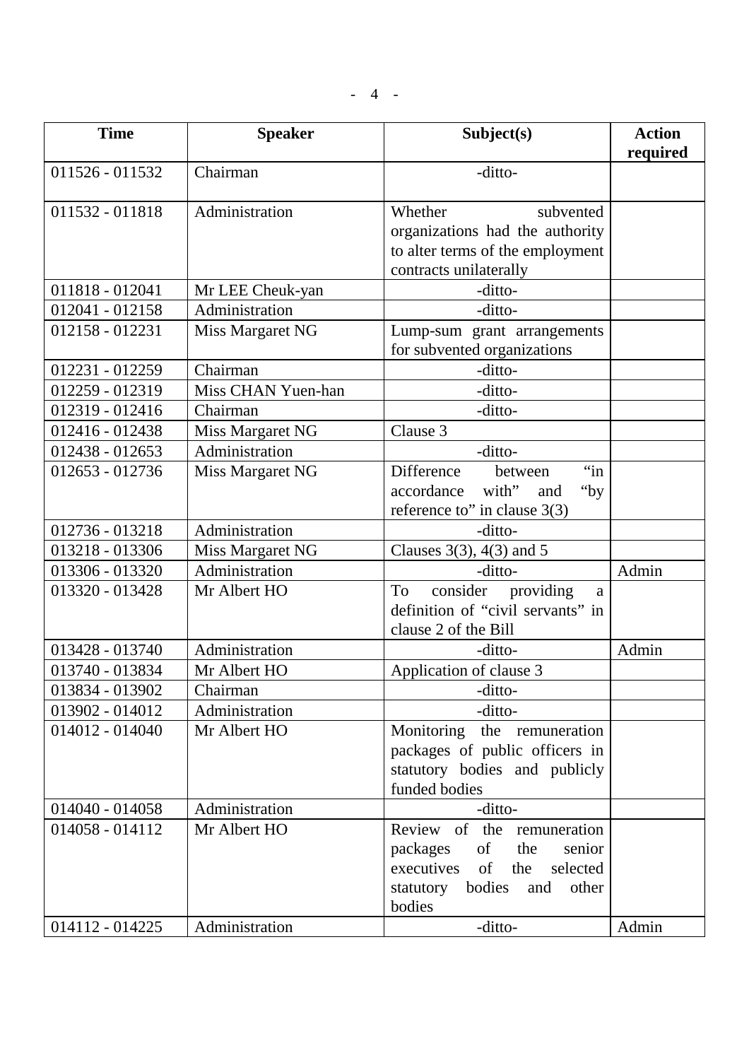| Time | Speaker | Subject(s) | Action required |
|---|---|---|---|
| 011526 - 011532 | Chairman | -ditto- | |
| 011532 - 011818 | Administration | Whether subvented organizations had the authority to alter terms of the employment contracts unilaterally | |
| 011818 - 012041 | Mr LEE Cheuk-yan | -ditto- | |
| 012041 - 012158 | Administration | -ditto- | |
| 012158 - 012231 | Miss Margaret NG | Lump-sum grant arrangements for subvented organizations | |
| 012231 - 012259 | Chairman | -ditto- | |
| 012259 - 012319 | Miss CHAN Yuen-han | -ditto- | |
| 012319 - 012416 | Chairman | -ditto- | |
| 012416 - 012438 | Miss Margaret NG | Clause 3 | |
| 012438 - 012653 | Administration | -ditto- | |
| 012653 - 012736 | Miss Margaret NG | Difference between "in accordance with" and "by reference to" in clause 3(3) | |
| 012736 - 013218 | Administration | -ditto- | |
| 013218 - 013306 | Miss Margaret NG | Clauses 3(3), 4(3) and 5 | |
| 013306 - 013320 | Administration | -ditto- | Admin |
| 013320 - 013428 | Mr Albert HO | To consider providing a definition of "civil servants" in clause 2 of the Bill | |
| 013428 - 013740 | Administration | -ditto- | Admin |
| 013740 - 013834 | Mr Albert HO | Application of clause 3 | |
| 013834 - 013902 | Chairman | -ditto- | |
| 013902 - 014012 | Administration | -ditto- | |
| 014012 - 014040 | Mr Albert HO | Monitoring the remuneration packages of public officers in statutory bodies and publicly funded bodies | |
| 014040 - 014058 | Administration | -ditto- | |
| 014058 - 014112 | Mr Albert HO | Review of the remuneration packages of the senior executives of the selected statutory bodies and other bodies | |
| 014112 - 014225 | Administration | -ditto- | Admin |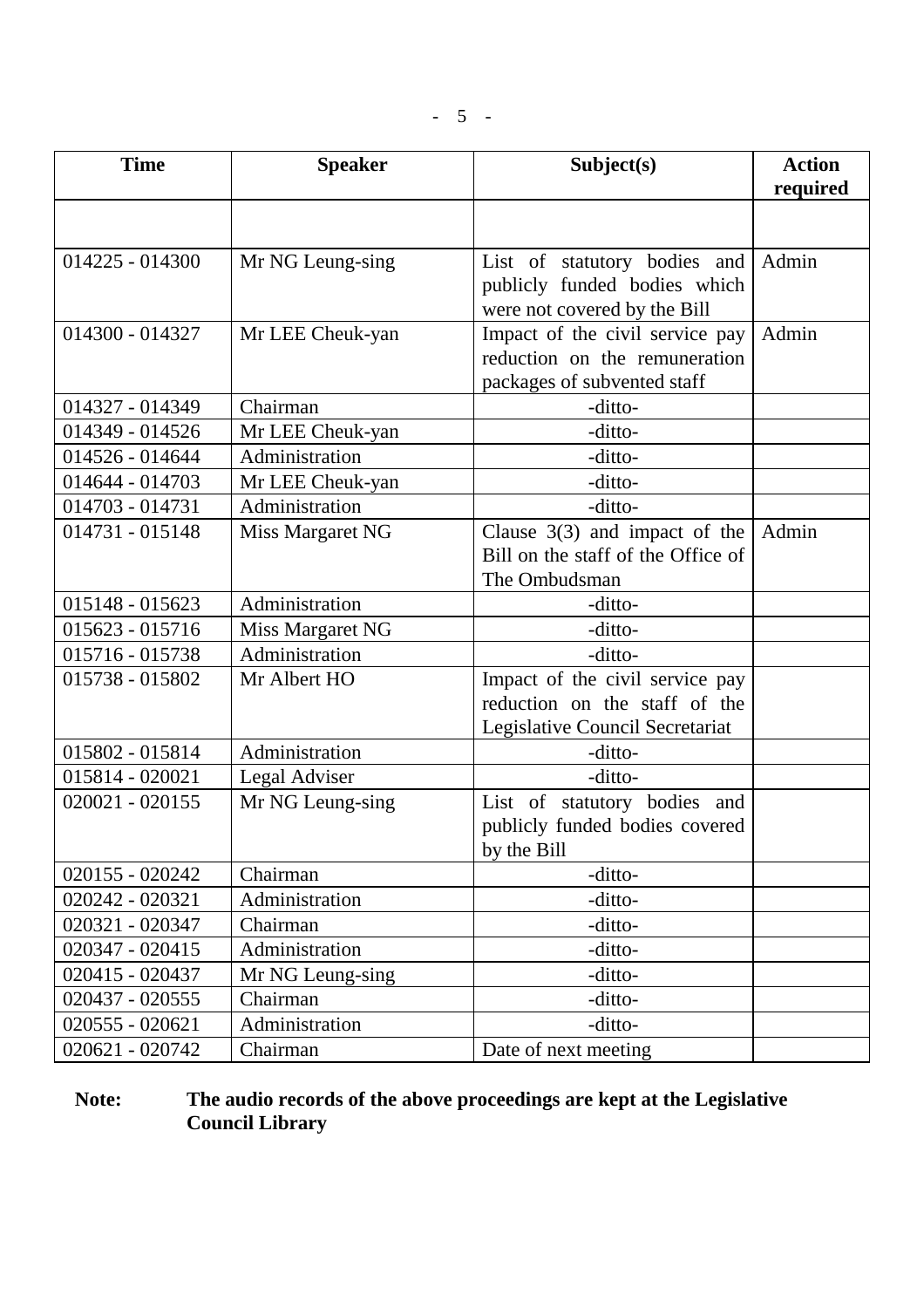| Time | Speaker | Subject(s) | Action required |
|---|---|---|---|
| | | | |
| 014225 - 014300 | Mr NG Leung-sing | List of statutory bodies and publicly funded bodies which were not covered by the Bill | Admin |
| 014300 - 014327 | Mr LEE Cheuk-yan | Impact of the civil service pay reduction on the remuneration packages of subvented staff | Admin |
| 014327 - 014349 | Chairman | -ditto- | |
| 014349 - 014526 | Mr LEE Cheuk-yan | -ditto- | |
| 014526 - 014644 | Administration | -ditto- | |
| 014644 - 014703 | Mr LEE Cheuk-yan | -ditto- | |
| 014703 - 014731 | Administration | -ditto- | |
| 014731 - 015148 | Miss Margaret NG | Clause 3(3) and impact of the Bill on the staff of the Office of The Ombudsman | Admin |
| 015148 - 015623 | Administration | -ditto- | |
| 015623 - 015716 | Miss Margaret NG | -ditto- | |
| 015716 - 015738 | Administration | -ditto- | |
| 015738 - 015802 | Mr Albert HO | Impact of the civil service pay reduction on the staff of the Legislative Council Secretariat | |
| 015802 - 015814 | Administration | -ditto- | |
| 015814 - 020021 | Legal Adviser | -ditto- | |
| 020021 - 020155 | Mr NG Leung-sing | List of statutory bodies and publicly funded bodies covered by the Bill | |
| 020155 - 020242 | Chairman | -ditto- | |
| 020242 - 020321 | Administration | -ditto- | |
| 020321 - 020347 | Chairman | -ditto- | |
| 020347 - 020415 | Administration | -ditto- | |
| 020415 - 020437 | Mr NG Leung-sing | -ditto- | |
| 020437 - 020555 | Chairman | -ditto- | |
| 020555 - 020621 | Administration | -ditto- | |
| 020621 - 020742 | Chairman | Date of next meeting | |

**Note: The audio records of the above proceedings are kept at the Legislative Council Library**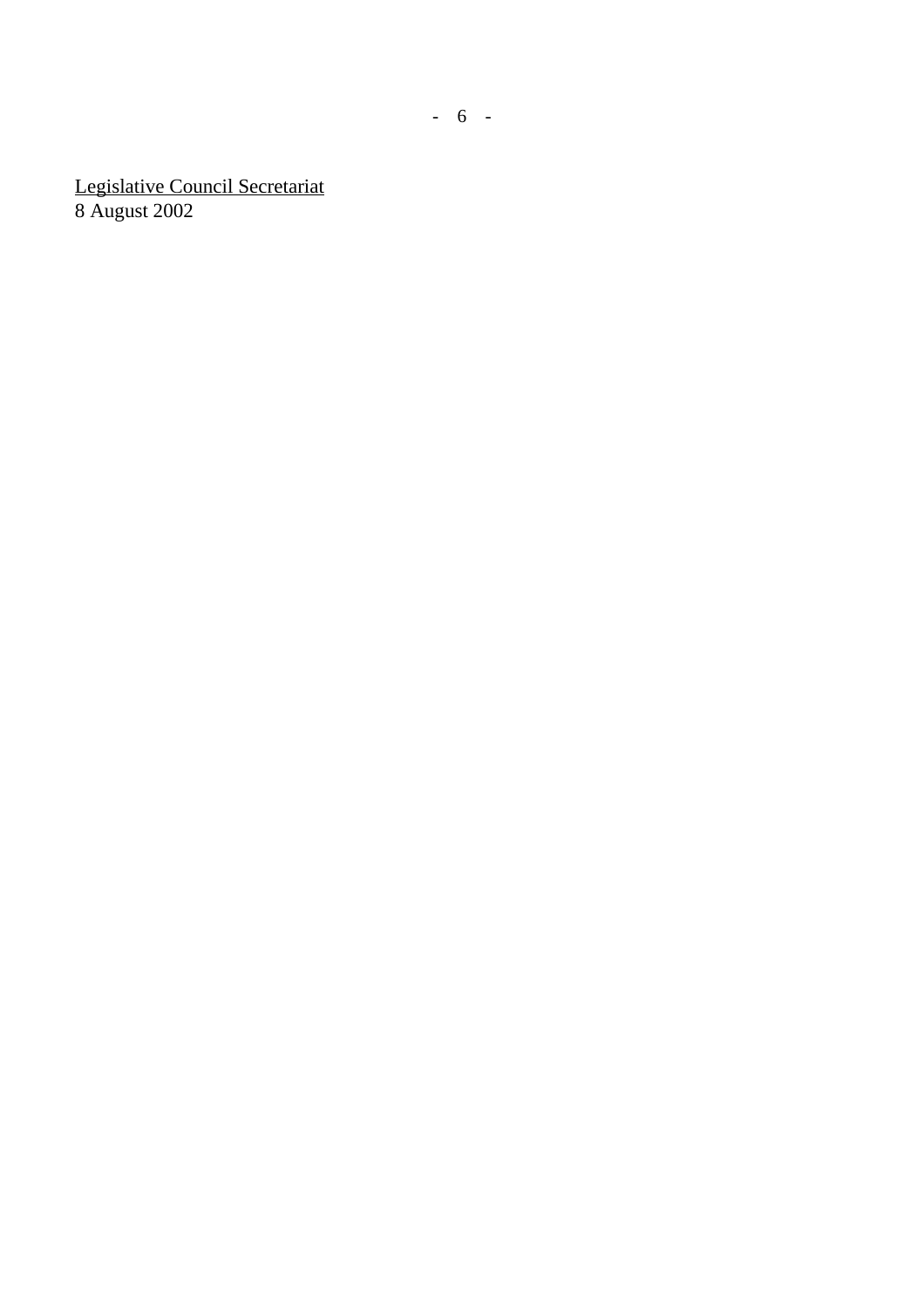<u>Legislative Council Secretariat</u>
8 August 2002